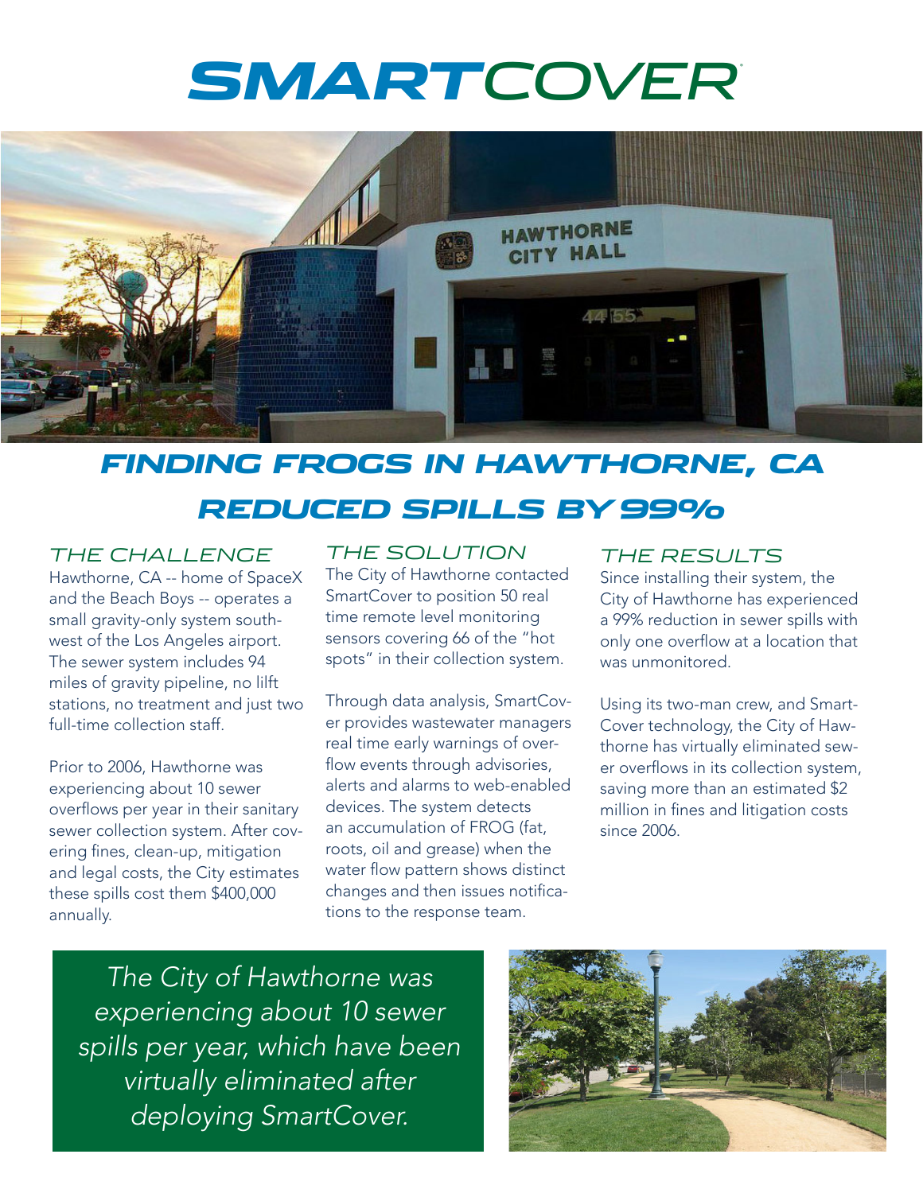# SMARTCOVER

## FINDING FROGS IN HAWTHORNE, CA

## REDUCED SPILLS BY 99%

### THE CHALLENGE

Hawthorne, CA -- home of SpaceX and the Beach Boys -- operates a small gravity-only system southwest of the Los Angeles airport. The sewer system includes 94 miles of gravity pipeline, no lilft stations, no treatment and just two full-time collection staff.

Prior to 2006, Hawthorne was experiencing about 10 sewer overflows per year in their sanitary sewer collection system. After covering fines, clean-up, mitigation and legal costs, the City estimates these spills cost them $400,000 annually.

### THE SOLUTION

The City of Hawthorne contacted SmartCover to position 50 real time remote level monitoring sensors covering 66 of the "hot spots" in their collection system.

Through data analysis, SmartCover provides wastewater managers real time early warnings of overflow events through advisories, alerts and alarms to web-enabled devices. The system detects an accumulation of FROG (fat, roots, oil and grease) when the water flow pattern shows distinct changes and then issues notifications to the response team.

### THE RESULTS

Since installing their system, the City of Hawthorne has experienced a 99% reduction in sewer spills with only one overflow at a location that was unmonitored.

Using its two-man crew, and SmartCover technology, the City of Hawthorne has virtually eliminated sewer overflows in its collection system, saving more than an estimated $2 million in fines and litigation costs since 2006.

*The City of Hawthorne was experiencing about 10 sewer spills per year, which have been virtually eliminated after deploying SmartCover.*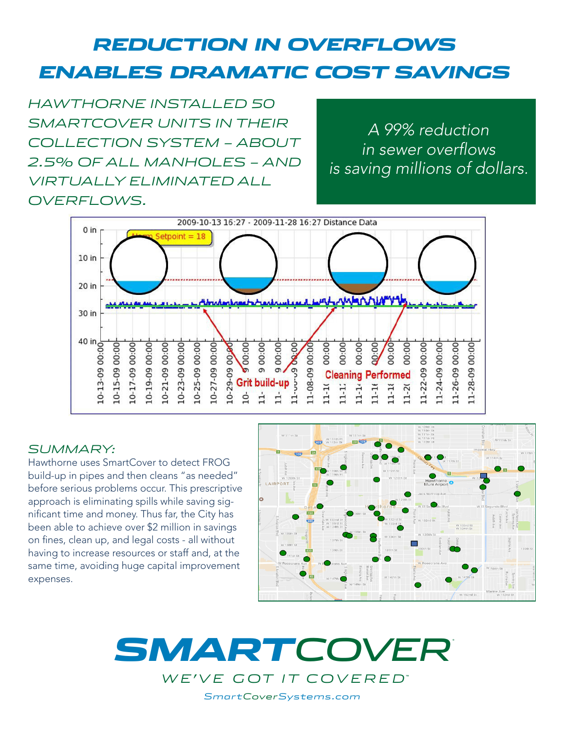# REDUCTION IN OVERFLOWS ENABLES DRAMATIC COST SAVINGS

*HAWTHORNE INSTALLED 50 SMARTCOVER UNITS IN THEIR COLLECTION SYSTEM – ABOUT 2.5% OF ALL MANHOLES – AND VIRTUALLY ELIMINATED ALL OVERFLOWS.*

*A 99% reduction in sewer overflows is saving millions of dollars.*

2009-10-13 16:27 - 2009-11-28 16:27 Distance Data

Alarm Setpoint = 18

0 in
10 in
20 in
30 in
40 in

Grit build-up

Cleaning Performed

10-13-09 00:00
10-15-09 00:00
10-17-09 00:00
10-19-09 00:00
10-21-09 00:00
10-23-09 00:00
10-25-09 00:00
10-27-09 00:00
10-29-09 00:00
11-08-09 00:00
11-22-09 00:00
11-24-09 00:00
11-26-09 00:00
11-28-09 00:00

## SUMMARY:

Hawthorne uses SmartCover to detect FROG build-up in pipes and then cleans "as needed" before serious problems occur. This prescriptive approach is eliminating spills while saving significant time and money. Thus far, the City has been able to achieve over $2 million in savings on fines, clean up, and legal costs - all without having to increase resources or staff and, at the same time, avoiding huge capital improvement expenses.

**SMARTCOVER**

*WE'VE GOT IT COVERED™*

SmartCoverSystems.com